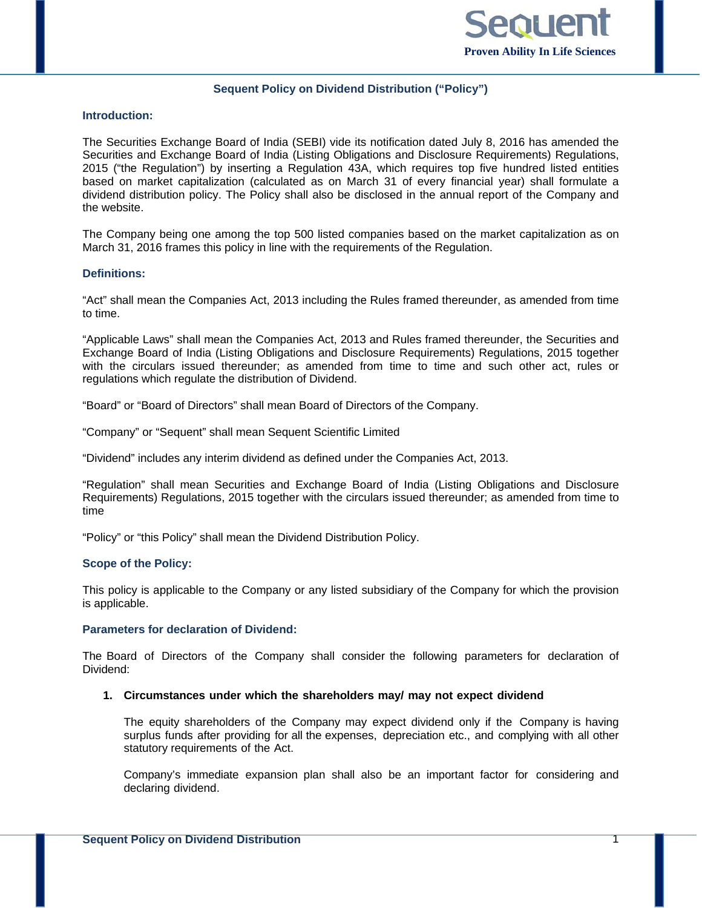# Sequent Policy on Dividend Distribution ("Policy")

## Introduction:

The Securities Exchange Board of India (SEBI) vide its notification dated July 8, 2016 has amended the Securities and Exchange Board of India (Listing Obligations and Disclosure Requirements) Regulations, 2015 ("the Regulation") by inserting a Regulation 43A, which requires top five hundred listed entities based on market capitalization (calculated as on March 31 of every financial year) shall formulate a dividend distribution policy. The Policy shall also be disclosed in the annual report of the Company and the website.

The Company being one among the top 500 listed companies based on the market capitalization as on March 31, 2016 frames this policy in line with the requirements of the Regulation.

## Definitions:

"Act" shall mean the Companies Act, 2013 including the Rules framed thereunder, as amended from time to time.

"Applicable Laws" shall mean the Companies Act, 2013 and Rules framed thereunder, the Securities and Exchange Board of India (Listing Obligations and Disclosure Requirements) Regulations, 2015 together with the circulars issued thereunder; as amended from time to time and such other act, rules or regulations which regulate the distribution of Dividend.

"Board" or "Board of Directors" shall mean Board of Directors of the Company.

"Company" or "Sequent" shall mean Sequent Scientific Limited

"Dividend" includes any interim dividend as defined under the Companies Act, 2013.

"Regulation" shall mean Securities and Exchange Board of India (Listing Obligations and Disclosure Requirements) Regulations, 2015 together with the circulars issued thereunder; as amended from time to time

"Policy" or "this Policy" shall mean the Dividend Distribution Policy.

## Scope of the Policy:

This policy is applicable to the Company or any listed subsidiary of the Company for which the provision is applicable.

## Parameters for declaration of Dividend:

The Board of Directors of the Company shall consider the following parameters for declaration of Dividend:

1. **Circumstances under which the shareholders may/ may not expect dividend**

   The equity shareholders of the Company may expect dividend only if the Company is having surplus funds after providing for all the expenses, depreciation etc., and complying with all other statutory requirements of the Act.

   Company's immediate expansion plan shall also be an important factor for considering and declaring dividend.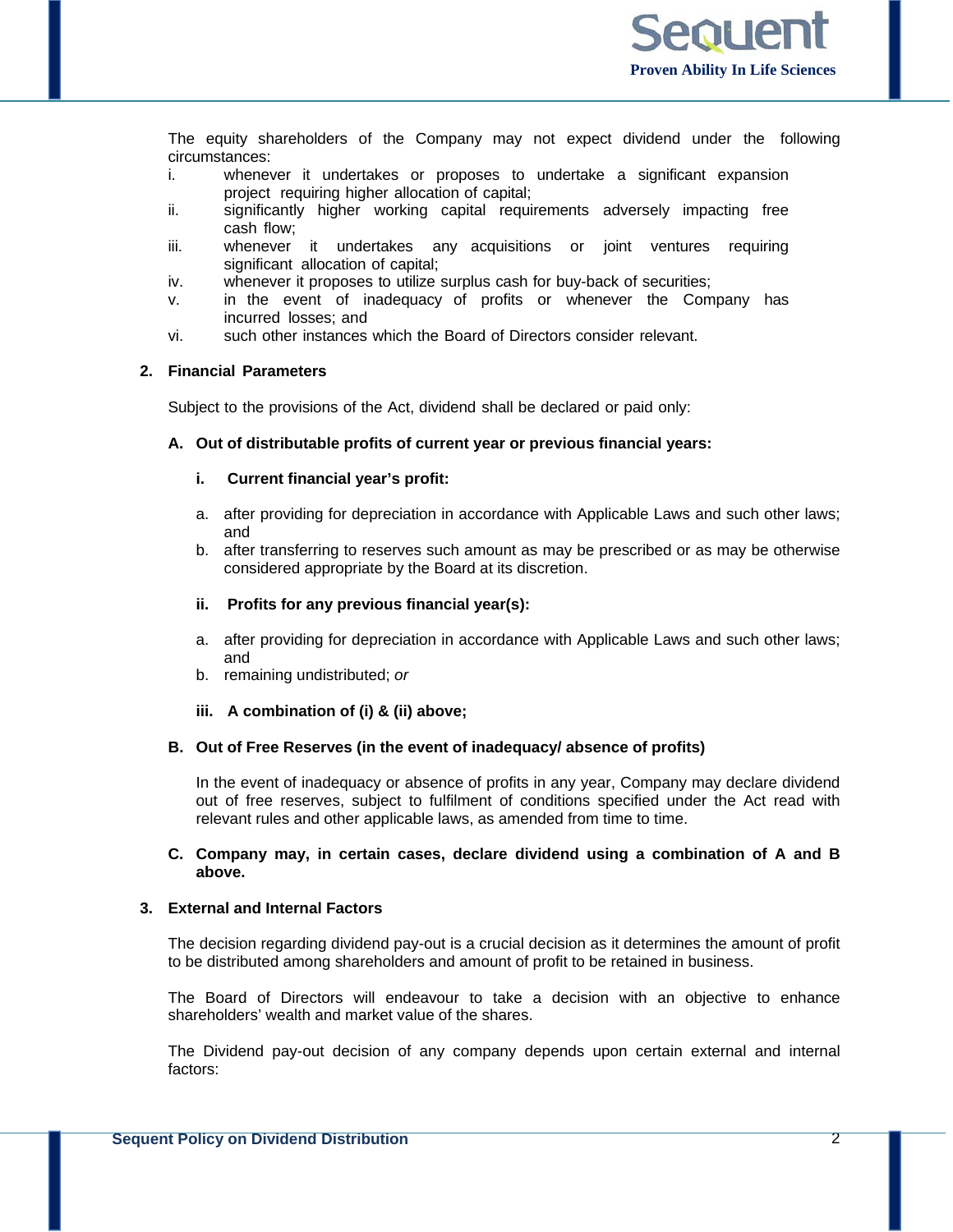The equity shareholders of the Company may not expect dividend under the following circumstances:

i. whenever it undertakes or proposes to undertake a significant expansion project requiring higher allocation of capital;
ii. significantly higher working capital requirements adversely impacting free cash flow;
iii. whenever it undertakes any acquisitions or joint ventures requiring significant allocation of capital;
iv. whenever it proposes to utilize surplus cash for buy-back of securities;
v. in the event of inadequacy of profits or whenever the Company has incurred losses; and
vi. such other instances which the Board of Directors consider relevant.

**2. Financial Parameters**

Subject to the provisions of the Act, dividend shall be declared or paid only:

**A. Out of distributable profits of current year or previous financial years:**

**i. Current financial year's profit:**

a. after providing for depreciation in accordance with Applicable Laws and such other laws; and
b. after transferring to reserves such amount as may be prescribed or as may be otherwise considered appropriate by the Board at its discretion.

**ii. Profits for any previous financial year(s):**

a. after providing for depreciation in accordance with Applicable Laws and such other laws; and
b. remaining undistributed; *or*

**iii. A combination of (i) & (ii) above;**

**B. Out of Free Reserves (in the event of inadequacy/ absence of profits)**

In the event of inadequacy or absence of profits in any year, Company may declare dividend out of free reserves, subject to fulfilment of conditions specified under the Act read with relevant rules and other applicable laws, as amended from time to time.

**C. Company may, in certain cases, declare dividend using a combination of A and B above.**

**3. External and Internal Factors**

The decision regarding dividend pay-out is a crucial decision as it determines the amount of profit to be distributed among shareholders and amount of profit to be retained in business.

The Board of Directors will endeavour to take a decision with an objective to enhance shareholders' wealth and market value of the shares.

The Dividend pay-out decision of any company depends upon certain external and internal factors: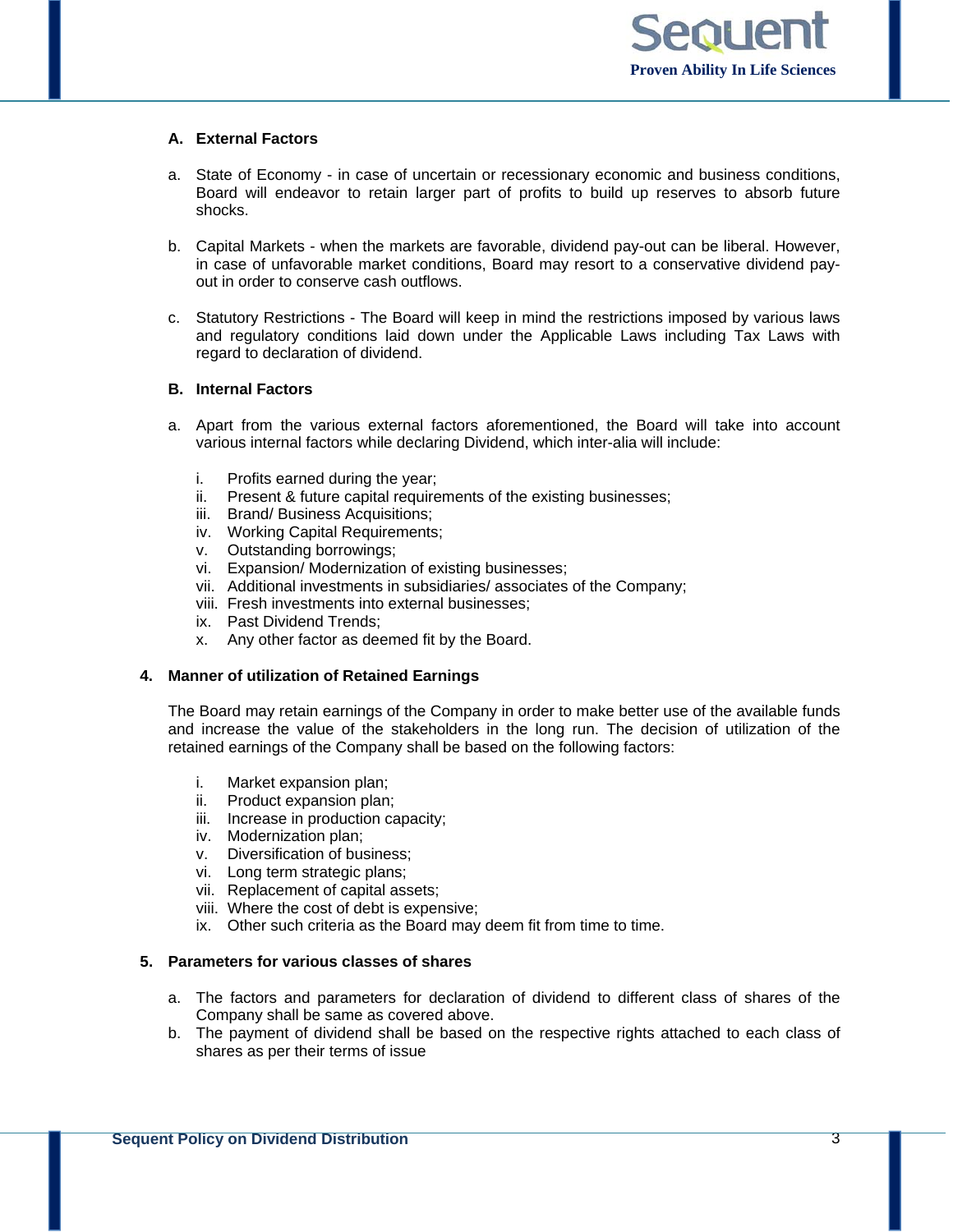**A. External Factors**

a. State of Economy - in case of uncertain or recessionary economic and business conditions, Board will endeavor to retain larger part of profits to build up reserves to absorb future shocks.

b. Capital Markets - when the markets are favorable, dividend pay-out can be liberal. However, in case of unfavorable market conditions, Board may resort to a conservative dividend pay-out in order to conserve cash outflows.

c. Statutory Restrictions - The Board will keep in mind the restrictions imposed by various laws and regulatory conditions laid down under the Applicable Laws including Tax Laws with regard to declaration of dividend.

**B. Internal Factors**

a. Apart from the various external factors aforementioned, the Board will take into account various internal factors while declaring Dividend, which inter-alia will include:

   i. Profits earned during the year;
   ii. Present & future capital requirements of the existing businesses;
   iii. Brand/ Business Acquisitions;
   iv. Working Capital Requirements;
   v. Outstanding borrowings;
   vi. Expansion/ Modernization of existing businesses;
   vii. Additional investments in subsidiaries/ associates of the Company;
   viii. Fresh investments into external businesses;
   ix. Past Dividend Trends;
   x. Any other factor as deemed fit by the Board.

**4. Manner of utilization of Retained Earnings**

The Board may retain earnings of the Company in order to make better use of the available funds and increase the value of the stakeholders in the long run. The decision of utilization of the retained earnings of the Company shall be based on the following factors:

   i. Market expansion plan;
   ii. Product expansion plan;
   iii. Increase in production capacity;
   iv. Modernization plan;
   v. Diversification of business;
   vi. Long term strategic plans;
   vii. Replacement of capital assets;
   viii. Where the cost of debt is expensive;
   ix. Other such criteria as the Board may deem fit from time to time.

**5. Parameters for various classes of shares**

a. The factors and parameters for declaration of dividend to different class of shares of the Company shall be same as covered above.
b. The payment of dividend shall be based on the respective rights attached to each class of shares as per their terms of issue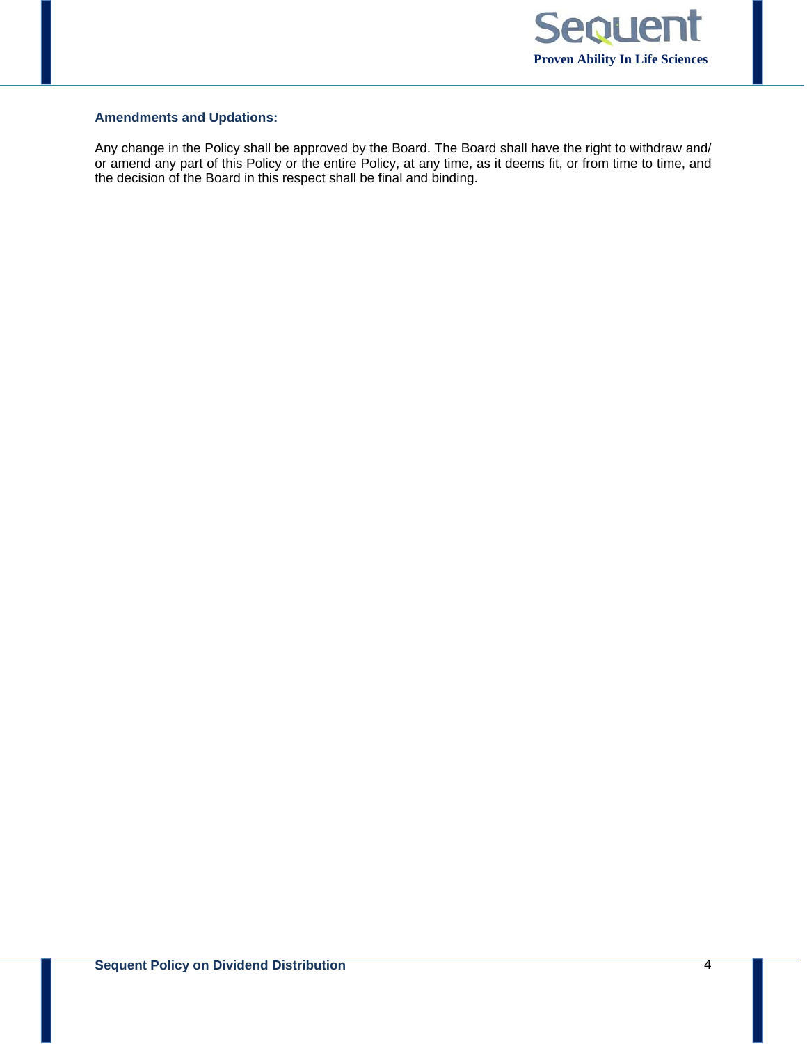### Amendments and Updations:

Any change in the Policy shall be approved by the Board. The Board shall have the right to withdraw and/ or amend any part of this Policy or the entire Policy, at any time, as it deems fit, or from time to time, and the decision of the Board in this respect shall be final and binding.